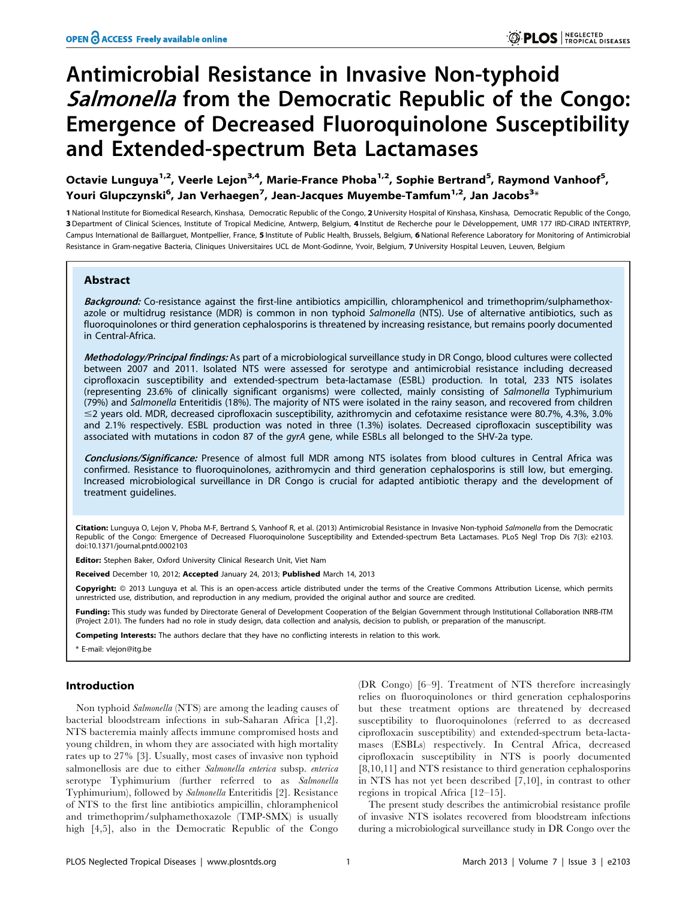# Antimicrobial Resistance in Invasive Non-typhoid *Salmonella* from the Democratic Republic of the Congo: Emergence of Decreased Fluoroquinolone Susceptibility and Extended-spectrum Beta Lactamases

**Octavie Lunguya[1,2], Veerle Lejon[3,4], Marie-France Phoba[1,2], Sophie Bertrand[5], Raymond Vanhoof[5], Youri Glupczynski[6], Jan Verhaegen[7], Jean-Jacques Muyembe-Tamfum[1,2], Jan Jacobs[3]***

1 National Institute for Biomedical Research, Kinshasa, Democratic Republic of the Congo, 2 University Hospital of Kinshasa, Kinshasa, Democratic Republic of the Congo, 3 Department of Clinical Sciences, Institute of Tropical Medicine, Antwerp, Belgium, 4 Institut de Recherche pour le Développement, UMR 177 IRD-CIRAD INTERTRYP, Campus International de Baillarguet, Montpellier, France, 5 Institute of Public Health, Brussels, Belgium, 6 National Reference Laboratory for Monitoring of Antimicrobial Resistance in Gram-negative Bacteria, Cliniques Universitaires UCL de Mont-Godinne, Yvoir, Belgium, 7 University Hospital Leuven, Leuven, Belgium

## Abstract

***Background:*** Co-resistance against the first-line antibiotics ampicillin, chloramphenicol and trimethoprim/sulphamethoxazole or multidrug resistance (MDR) is common in non typhoid *Salmonella* (NTS). Use of alternative antibiotics, such as fluoroquinolones or third generation cephalosporins is threatened by increasing resistance, but remains poorly documented in Central-Africa.

***Methodology/Principal findings:*** As part of a microbiological surveillance study in DR Congo, blood cultures were collected between 2007 and 2011. Isolated NTS were assessed for serotype and antimicrobial resistance including decreased ciprofloxacin susceptibility and extended-spectrum beta-lactamase (ESBL) production. In total, 233 NTS isolates (representing 23.6% of clinically significant organisms) were collected, mainly consisting of *Salmonella* Typhimurium (79%) and *Salmonella* Enteritidis (18%). The majority of NTS were isolated in the rainy season, and recovered from children $\leq$2 years old. MDR, decreased ciprofloxacin susceptibility, azithromycin and cefotaxime resistance were 80.7%, 4.3%, 3.0% and 2.1% respectively. ESBL production was noted in three (1.3%) isolates. Decreased ciprofloxacin susceptibility was associated with mutations in codon 87 of the *gyrA* gene, while ESBLs all belonged to the SHV-2a type.

***Conclusions/Significance:*** Presence of almost full MDR among NTS isolates from blood cultures in Central Africa was confirmed. Resistance to fluoroquinolones, azithromycin and third generation cephalosporins is still low, but emerging. Increased microbiological surveillance in DR Congo is crucial for adapted antibiotic therapy and the development of treatment guidelines.

**Citation:** Lunguya O, Lejon V, Phoba M-F, Bertrand S, Vanhoof R, et al. (2013) Antimicrobial Resistance in Invasive Non-typhoid *Salmonella* from the Democratic Republic of the Congo: Emergence of Decreased Fluoroquinolone Susceptibility and Extended-spectrum Beta Lactamases. PLoS Negl Trop Dis 7(3): e2103. doi:10.1371/journal.pntd.0002103

**Editor:** Stephen Baker, Oxford University Clinical Research Unit, Viet Nam

**Received** December 10, 2012; **Accepted** January 24, 2013; **Published** March 14, 2013

**Copyright:** © 2013 Lunguya et al. This is an open-access article distributed under the terms of the Creative Commons Attribution License, which permits unrestricted use, distribution, and reproduction in any medium, provided the original author and source are credited.

**Funding:** This study was funded by Directorate General of Development Cooperation of the Belgian Government through Institutional Collaboration INRB-ITM (Project 2.01). The funders had no role in study design, data collection and analysis, decision to publish, or preparation of the manuscript.

**Competing Interests:** The authors declare that they have no conflicting interests in relation to this work.

\* E-mail: vlejon@itg.be

## Introduction

Non typhoid *Salmonella* (NTS) are among the leading causes of bacterial bloodstream infections in sub-Saharan Africa [1,2]. NTS bacteremia mainly affects immune compromised hosts and young children, in whom they are associated with high mortality rates up to 27% [3]. Usually, most cases of invasive non typhoid salmonellosis are due to either *Salmonella enterica* subsp. *enterica* serotype Typhimurium (further referred to as *Salmonella* Typhimurium), followed by *Salmonella* Enteritidis [2]. Resistance of NTS to the first line antibiotics ampicillin, chloramphenicol and trimethoprim/sulphamethoxazole (TMP-SMX) is usually high [4,5], also in the Democratic Republic of the Congo (DR Congo) [6–9]. Treatment of NTS therefore increasingly relies on fluoroquinolones or third generation cephalosporins but these treatment options are threatened by decreased susceptibility to fluoroquinolones (referred to as decreased ciprofloxacin susceptibility) and extended-spectrum beta-lactamases (ESBLs) respectively. In Central Africa, decreased ciprofloxacin susceptibility in NTS is poorly documented [8,10,11] and NTS resistance to third generation cephalosporins in NTS has not yet been described [7,10], in contrast to other regions in tropical Africa [12–15].

The present study describes the antimicrobial resistance profile of invasive NTS isolates recovered from bloodstream infections during a microbiological surveillance study in DR Congo over the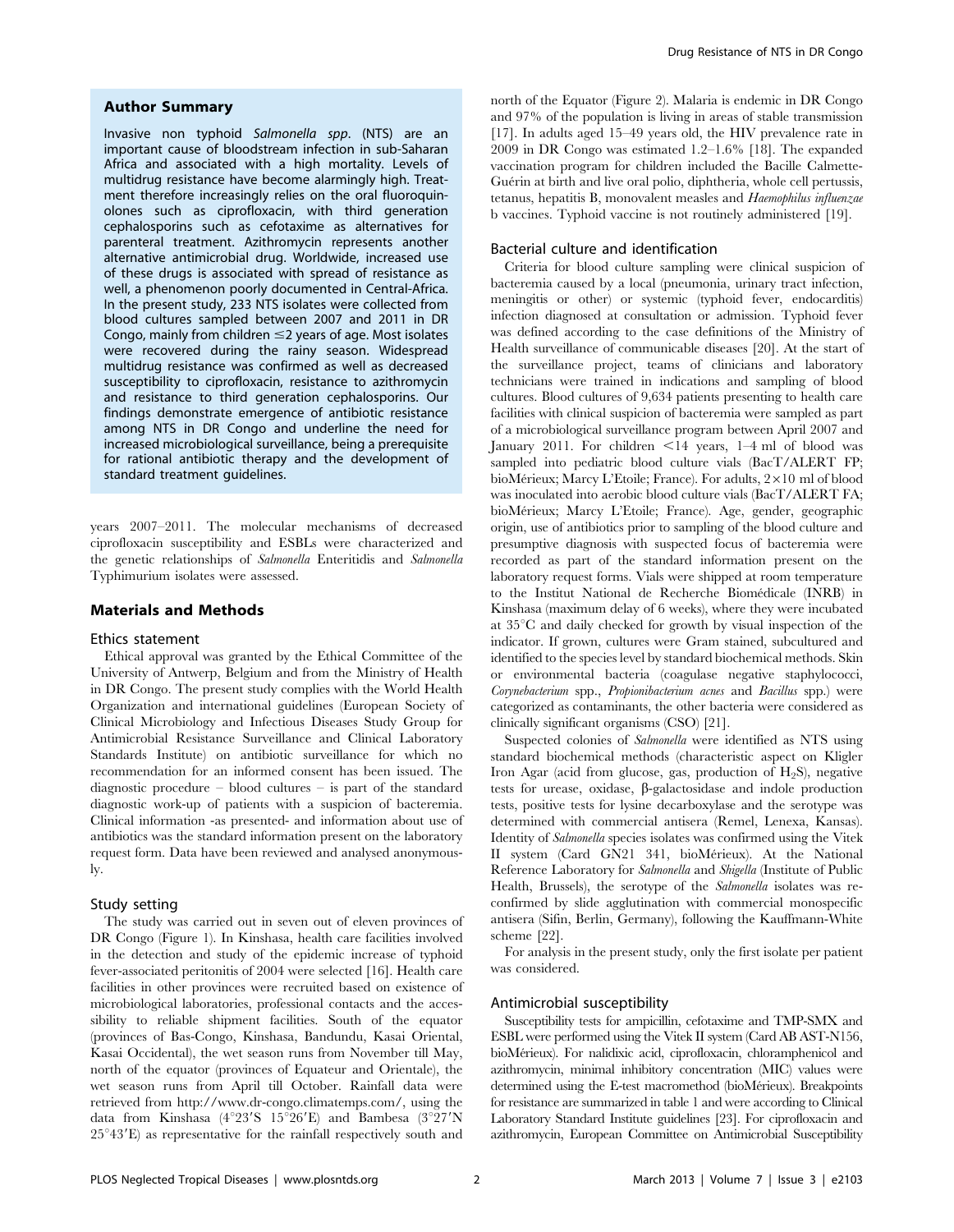## Author Summary

Invasive non typhoid *Salmonella spp.* (NTS) are an important cause of bloodstream infection in sub-Saharan Africa and associated with a high mortality. Levels of multidrug resistance have become alarmingly high. Treatment therefore increasingly relies on the oral fluoroquinolones such as ciprofloxacin, with third generation cephalosporins such as cefotaxime as alternatives for parenteral treatment. Azithromycin represents another alternative antimicrobial drug. Worldwide, increased use of these drugs is associated with spread of resistance as well, a phenomenon poorly documented in Central-Africa. In the present study, 233 NTS isolates were collected from blood cultures sampled between 2007 and 2011 in DR Congo, mainly from children ≤2 years of age. Most isolates were recovered during the rainy season. Widespread multidrug resistance was confirmed as well as decreased susceptibility to ciprofloxacin, resistance to azithromycin and resistance to third generation cephalosporins. Our findings demonstrate emergence of antibiotic resistance among NTS in DR Congo and underline the need for increased microbiological surveillance, being a prerequisite for rational antibiotic therapy and the development of standard treatment guidelines.

years 2007–2011. The molecular mechanisms of decreased ciprofloxacin susceptibility and ESBLs were characterized and the genetic relationships of *Salmonella* Enteritidis and *Salmonella* Typhimurium isolates were assessed.

## Materials and Methods

### Ethics statement

Ethical approval was granted by the Ethical Committee of the University of Antwerp, Belgium and from the Ministry of Health in DR Congo. The present study complies with the World Health Organization and international guidelines (European Society of Clinical Microbiology and Infectious Diseases Study Group for Antimicrobial Resistance Surveillance and Clinical Laboratory Standards Institute) on antibiotic surveillance for which no recommendation for an informed consent has been issued. The diagnostic procedure – blood cultures – is part of the standard diagnostic work-up of patients with a suspicion of bacteremia. Clinical information -as presented- and information about use of antibiotics was the standard information present on the laboratory request form. Data have been reviewed and analysed anonymously.

### Study setting

The study was carried out in seven out of eleven provinces of DR Congo (Figure 1). In Kinshasa, health care facilities involved in the detection and study of the epidemic increase of typhoid fever-associated peritonitis of 2004 were selected [16]. Health care facilities in other provinces were recruited based on existence of microbiological laboratories, professional contacts and the accessibility to reliable shipment facilities. South of the equator (provinces of Bas-Congo, Kinshasa, Bandundu, Kasai Oriental, Kasai Occidental), the wet season runs from November till May, north of the equator (provinces of Equateur and Orientale), the wet season runs from April till October. Rainfall data were retrieved from http://www.dr-congo.climatemps.com/, using the data from Kinshasa (4°23′S 15°26′E) and Bambesa (3°27′N 25°43′E) as representative for the rainfall respectively south and north of the Equator (Figure 2). Malaria is endemic in DR Congo and 97% of the population is living in areas of stable transmission [17]. In adults aged 15–49 years old, the HIV prevalence rate in 2009 in DR Congo was estimated 1.2–1.6% [18]. The expanded vaccination program for children included the Bacille Calmette-Guérin at birth and live oral polio, diphtheria, whole cell pertussis, tetanus, hepatitis B, monovalent measles and *Haemophilus influenzae* b vaccines. Typhoid vaccine is not routinely administered [19].

### Bacterial culture and identification

Criteria for blood culture sampling were clinical suspicion of bacteremia caused by a local (pneumonia, urinary tract infection, meningitis or other) or systemic (typhoid fever, endocarditis) infection diagnosed at consultation or admission. Typhoid fever was defined according to the case definitions of the Ministry of Health surveillance of communicable diseases [20]. At the start of the surveillance project, teams of clinicians and laboratory technicians were trained in indications and sampling of blood cultures. Blood cultures of 9,634 patients presenting to health care facilities with clinical suspicion of bacteremia were sampled as part of a microbiological surveillance program between April 2007 and January 2011. For children <14 years, 1–4 ml of blood was sampled into pediatric blood culture vials (BacT/ALERT FP; bioMérieux; Marcy L'Etoile; France). For adults, 2×10 ml of blood was inoculated into aerobic blood culture vials (BacT/ALERT FA; bioMérieux; Marcy L'Etoile; France). Age, gender, geographic origin, use of antibiotics prior to sampling of the blood culture and presumptive diagnosis with suspected focus of bacteremia were recorded as part of the standard information present on the laboratory request forms. Vials were shipped at room temperature to the Institut National de Recherche Biomédicale (INRB) in Kinshasa (maximum delay of 6 weeks), where they were incubated at 35°C and daily checked for growth by visual inspection of the indicator. If grown, cultures were Gram stained, subcultured and identified to the species level by standard biochemical methods. Skin or environmental bacteria (coagulase negative staphylococci, *Corynebacterium* spp., *Propionibacterium acnes* and *Bacillus* spp.) were categorized as contaminants, the other bacteria were considered as clinically significant organisms (CSO) [21].

Suspected colonies of *Salmonella* were identified as NTS using standard biochemical methods (characteristic aspect on Kligler Iron Agar (acid from glucose, gas, production of $H_2S$), negative tests for urease, oxidase, β-galactosidase and indole production tests, positive tests for lysine decarboxylase and the serotype was determined with commercial antisera (Remel, Lenexa, Kansas). Identity of *Salmonella* species isolates was confirmed using the Vitek II system (Card GN21 341, bioMérieux). At the National Reference Laboratory for *Salmonella* and *Shigella* (Institute of Public Health, Brussels), the serotype of the *Salmonella* isolates was re-confirmed by slide agglutination with commercial monospecific antisera (Sifin, Berlin, Germany), following the Kauffmann-White scheme [22].

For analysis in the present study, only the first isolate per patient was considered.

### Antimicrobial susceptibility

Susceptibility tests for ampicillin, cefotaxime and TMP-SMX and ESBL were performed using the Vitek II system (Card AB AST-N156, bioMérieux). For nalidixic acid, ciprofloxacin, chloramphenicol and azithromycin, minimal inhibitory concentration (MIC) values were determined using the E-test macromethod (bioMérieux). Breakpoints for resistance are summarized in table 1 and were according to Clinical Laboratory Standard Institute guidelines [23]. For ciprofloxacin and azithromycin, European Committee on Antimicrobial Susceptibility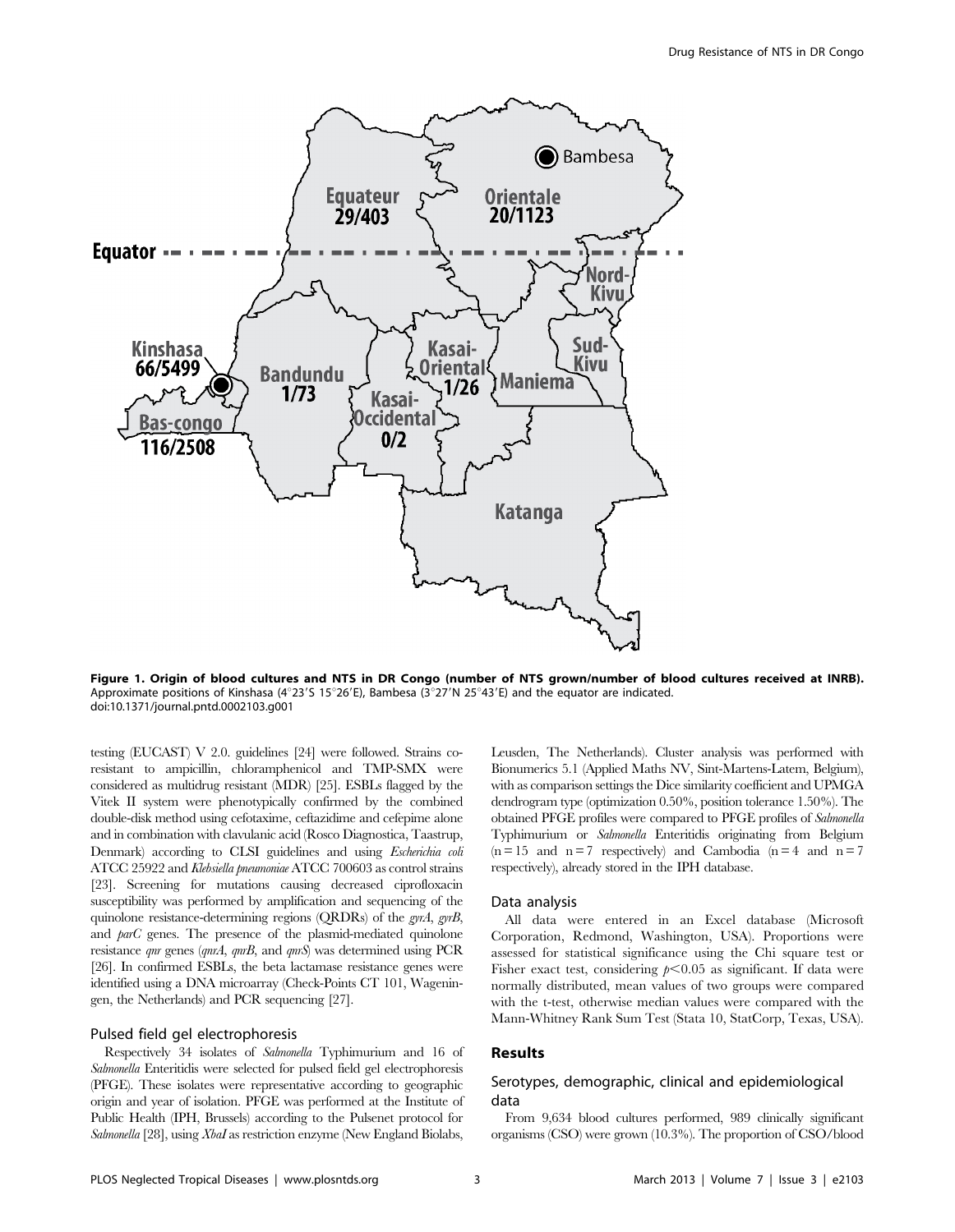**Figure 1. Origin of blood cultures and NTS in DR Congo (number of NTS grown/number of blood cultures received at INRB).** Approximate positions of Kinshasa (4°23′S 15°26′E), Bambesa (3°27′N 25°43′E) and the equator are indicated.
doi:10.1371/journal.pntd.0002103.g001

testing (EUCAST) V 2.0. guidelines [24] were followed. Strains co-resistant to ampicillin, chloramphenicol and TMP-SMX were considered as multidrug resistant (MDR) [25]. ESBLs flagged by the Vitek II system were phenotypically confirmed by the combined double-disk method using cefotaxime, ceftazidime and cefepime alone and in combination with clavulanic acid (Rosco Diagnostica, Taastrup, Denmark) according to CLSI guidelines and using *Escherichia coli* ATCC 25922 and *Klebsiella pneumoniae* ATCC 700603 as control strains [23]. Screening for mutations causing decreased ciprofloxacin susceptibility was performed by amplification and sequencing of the quinolone resistance-determining regions (QRDRs) of the *gyrA*, *gyrB*, and *parC* genes. The presence of the plasmid-mediated quinolone resistance *qnr* genes (*qnrA*, *qnrB*, and *qnrS*) was determined using PCR [26]. In confirmed ESBLs, the beta lactamase resistance genes were identified using a DNA microarray (Check-Points CT 101, Wageningen, the Netherlands) and PCR sequencing [27].

### Pulsed field gel electrophoresis

Respectively 34 isolates of *Salmonella* Typhimurium and 16 of *Salmonella* Enteritidis were selected for pulsed field gel electrophoresis (PFGE). These isolates were representative according to geographic origin and year of isolation. PFGE was performed at the Institute of Public Health (IPH, Brussels) according to the Pulsenet protocol for *Salmonella* [28], using *XbaI* as restriction enzyme (New England Biolabs, Leusden, The Netherlands). Cluster analysis was performed with Bionumerics 5.1 (Applied Maths NV, Sint-Martens-Latem, Belgium), with as comparison settings the Dice similarity coefficient and UPMGA dendrogram type (optimization 0.50%, position tolerance 1.50%). The obtained PFGE profiles were compared to PFGE profiles of *Salmonella* Typhimurium or *Salmonella* Enteritidis originating from Belgium (n = 15 and n = 7 respectively) and Cambodia (n = 4 and n = 7 respectively), already stored in the IPH database.

### Data analysis

All data were entered in an Excel database (Microsoft Corporation, Redmond, Washington, USA). Proportions were assessed for statistical significance using the Chi square test or Fisher exact test, considering $p<0.05$ as significant. If data were normally distributed, mean values of two groups were compared with the t-test, otherwise median values were compared with the Mann-Whitney Rank Sum Test (Stata 10, StatCorp, Texas, USA).

## Results

### Serotypes, demographic, clinical and epidemiological data

From 9,634 blood cultures performed, 989 clinically significant organisms (CSO) were grown (10.3%). The proportion of CSO/blood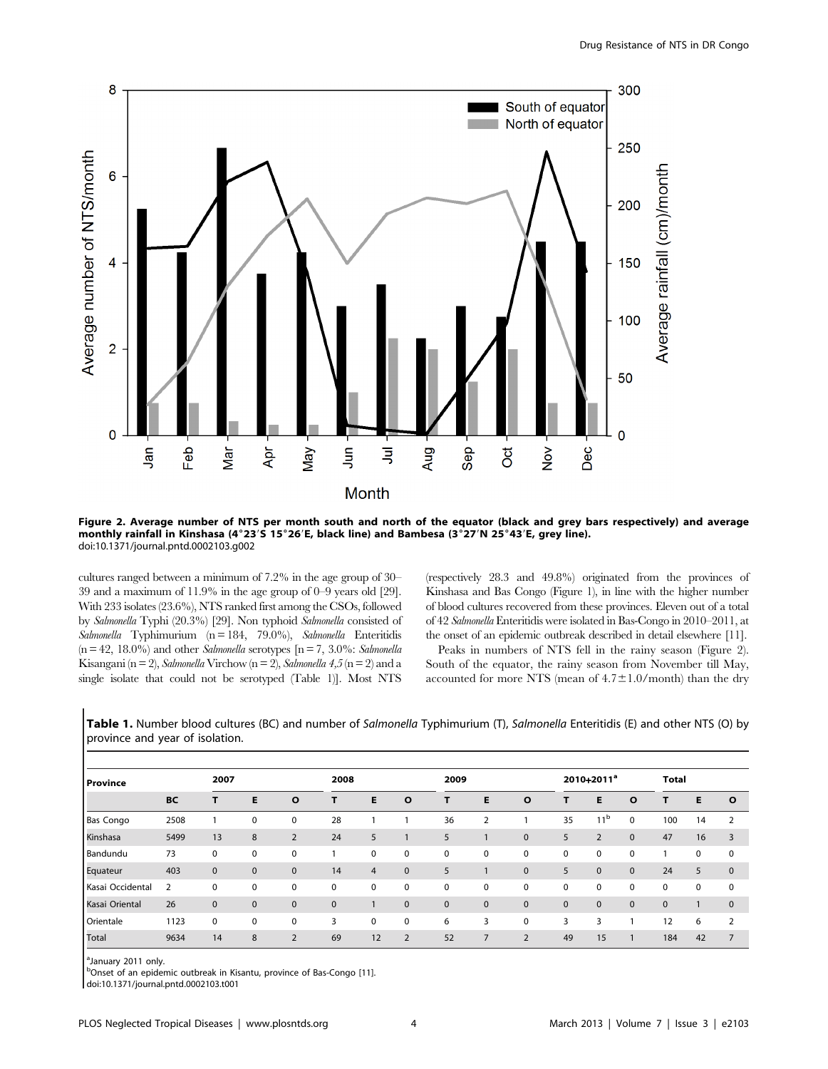Figure 2. Average number of NTS per month south and north of the equator (black and grey bars respectively) and average monthly rainfall in Kinshasa (4°23′S 15°26′E, black line) and Bambesa (3°27′N 25°43′E, grey line).
doi:10.1371/journal.pntd.0002103.g002

cultures ranged between a minimum of 7.2% in the age group of 30–39 and a maximum of 11.9% in the age group of 0–9 years old [29]. With 233 isolates (23.6%), NTS ranked first among the CSOs, followed by *Salmonella* Typhi (20.3%) [29]. Non typhoid *Salmonella* consisted of *Salmonella* Typhimurium (n = 184, 79.0%), *Salmonella* Enteritidis (n = 42, 18.0%) and other *Salmonella* serotypes [n = 7, 3.0%: *Salmonella* Kisangani (n = 2), *Salmonella* Virchow (n = 2), *Salmonella 4,5* (n = 2) and a single isolate that could not be serotyped (Table 1)]. Most NTS (respectively 28.3 and 49.8%) originated from the provinces of Kinshasa and Bas Congo (Figure 1), in line with the higher number of blood cultures recovered from these provinces. Eleven out of a total of 42 *Salmonella* Enteritidis were isolated in Bas-Congo in 2010–2011, at the onset of an epidemic outbreak described in detail elsewhere [11].

Peaks in numbers of NTS fell in the rainy season (Figure 2). South of the equator, the rainy season from November till May, accounted for more NTS (mean of 4.7±1.0/month) than the dry

**Table 1.** Number blood cultures (BC) and number of *Salmonella* Typhimurium (T), *Salmonella* Enteritidis (E) and other NTS (O) by province and year of isolation.

| Province | | 2007 | | | 2008 | | | 2009 | | | 2010+2011[a] | | | Total | | |
|---|---|---|---|---|---|---|---|---|---|---|---|---|---|---|---|---|
| | BC | T | E | O | T | E | O | T | E | O | T | E | O | T | E | O |
| Bas Congo | 2508 | 1 | 0 | 0 | 28 | 1 | 1 | 36 | 2 | 1 | 35 | 11[b] | 0 | 100 | 14 | 2 |
| Kinshasa | 5499 | 13 | 8 | 2 | 24 | 5 | 1 | 5 | 1 | 0 | 5 | 2 | 0 | 47 | 16 | 3 |
| Bandundu | 73 | 0 | 0 | 0 | 1 | 0 | 0 | 0 | 0 | 0 | 0 | 0 | 0 | 1 | 0 | 0 |
| Equateur | 403 | 0 | 0 | 0 | 14 | 4 | 0 | 5 | 1 | 0 | 5 | 0 | 0 | 24 | 5 | 0 |
| Kasai Occidental | 2 | 0 | 0 | 0 | 0 | 0 | 0 | 0 | 0 | 0 | 0 | 0 | 0 | 0 | 0 | 0 |
| Kasai Oriental | 26 | 0 | 0 | 0 | 0 | 1 | 0 | 0 | 0 | 0 | 0 | 0 | 0 | 0 | 1 | 0 |
| Orientale | 1123 | 0 | 0 | 0 | 3 | 0 | 0 | 6 | 3 | 0 | 3 | 3 | 1 | 12 | 6 | 2 |
| Total | 9634 | 14 | 8 | 2 | 69 | 12 | 2 | 52 | 7 | 2 | 49 | 15 | 1 | 184 | 42 | 7 |

[a]January 2011 only.
[b]Onset of an epidemic outbreak in Kisantu, province of Bas-Congo [11].
doi:10.1371/journal.pntd.0002103.t001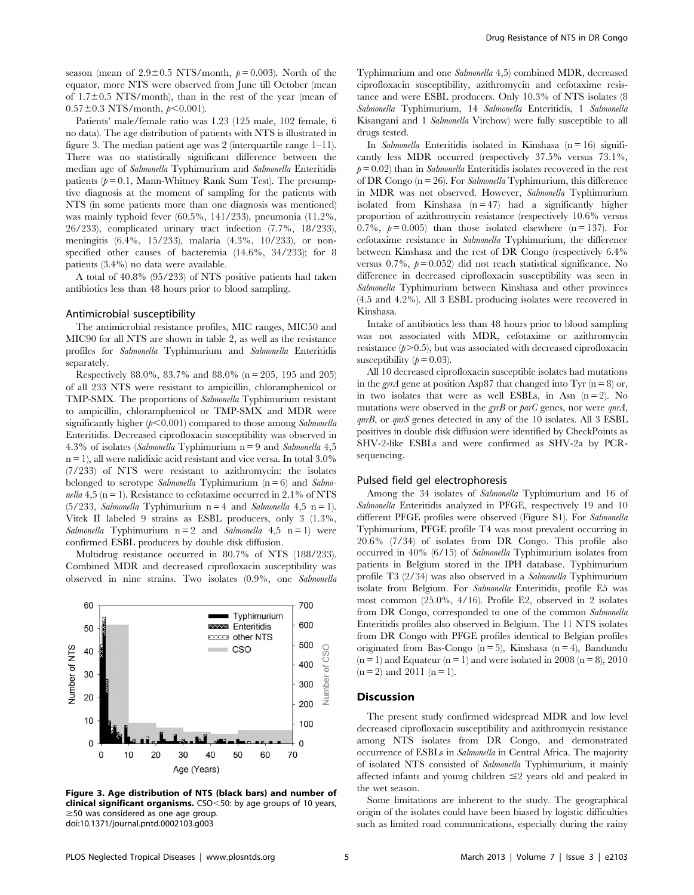season (mean of 2.9±0.5 NTS/month, $p = 0.003$). North of the equator, more NTS were observed from June till October (mean of 1.7±0.5 NTS/month), than in the rest of the year (mean of 0.57±0.3 NTS/month, $p < 0.001$).

Patients' male/female ratio was 1.23 (125 male, 102 female, 6 no data). The age distribution of patients with NTS is illustrated in figure 3. The median patient age was 2 (interquartile range 1–11). There was no statistically significant difference between the median age of *Salmonella* Typhimurium and *Salmonella* Enteritidis patients ($p = 0.1$, Mann-Whitney Rank Sum Test). The presumptive diagnosis at the moment of sampling for the patients with NTS (in some patients more than one diagnosis was mentioned) was mainly typhoid fever (60.5%, 141/233), pneumonia (11.2%, 26/233), complicated urinary tract infection (7.7%, 18/233), meningitis (6.4%, 15/233), malaria (4.3%, 10/233), or non-specified other causes of bacteremia (14.6%, 34/233); for 8 patients (3.4%) no data were available.

A total of 40.8% (95/233) of NTS positive patients had taken antibiotics less than 48 hours prior to blood sampling.

### Antimicrobial susceptibility

The antimicrobial resistance profiles, MIC ranges, MIC50 and MIC90 for all NTS are shown in table 2, as well as the resistance profiles for *Salmonella* Typhimurium and *Salmonella* Enteritidis separately.

Respectively 88.0%, 83.7% and 88.0% (n = 205, 195 and 205) of all 233 NTS were resistant to ampicillin, chloramphenicol or TMP-SMX. The proportions of *Salmonella* Typhimurium resistant to ampicillin, chloramphenicol or TMP-SMX and MDR were significantly higher ($p < 0.001$) compared to those among *Salmonella* Enteritidis. Decreased ciprofloxacin susceptibility was observed in 4.3% of isolates (*Salmonella* Typhimurium n = 9 and *Salmonella* 4,5 n = 1), all were nalidixic acid resistant and vice versa. In total 3.0% (7/233) of NTS were resistant to azithromycin: the isolates belonged to serotype *Salmonella* Typhimurium (n = 6) and *Salmonella* 4,5 (n = 1). Resistance to cefotaxime occurred in 2.1% of NTS (5/233, *Salmonella* Typhimurium n = 4 and *Salmonella* 4,5 n = 1). Vitek II labeled 9 strains as ESBL producers, only 3 (1.3%, *Salmonella* Typhimurium n = 2 and *Salmonella* 4,5 n = 1) were confirmed ESBL producers by double disk diffusion.

Multidrug resistance occurred in 80.7% of NTS (188/233). Combined MDR and decreased ciprofloxacin susceptibility was observed in nine strains. Two isolates (0.9%, one *Salmonella* Typhimurium and one *Salmonella* 4,5) combined MDR, decreased ciprofloxacin susceptibility, azithromycin and cefotaxime resistance and were ESBL producers. Only 10.3% of NTS isolates (8 *Salmonella* Typhimurium, 14 *Salmonella* Enteritidis, 1 *Salmonella* Kisangani and 1 *Salmonella* Virchow) were fully susceptible to all drugs tested.

**Figure 3. Age distribution of NTS (black bars) and number of clinical significant organisms.** CSO<50: by age groups of 10 years, ≥50 was considered as one age group.
doi:10.1371/journal.pntd.0002103.g003

In *Salmonella* Enteritidis isolated in Kinshasa (n = 16) significantly less MDR occurred (respectively 37.5% versus 73.1%, $p = 0.02$) than in *Salmonella* Enteritidis isolates recovered in the rest of DR Congo (n = 26). For *Salmonella* Typhimurium, this difference in MDR was not observed. However, *Salmonella* Typhimurium isolated from Kinshasa (n = 47) had a significantly higher proportion of azithromycin resistance (respectively 10.6% versus 0.7%, $p = 0.005$) than those isolated elsewhere (n = 137). For cefotaxime resistance in *Salmonella* Typhimurium, the difference between Kinshasa and the rest of DR Congo (respectively 6.4% versus 0.7%, $p = 0.052$) did not reach statistical significance. No difference in decreased ciprofloxacin susceptibility was seen in *Salmonella* Typhimurium between Kinshasa and other provinces (4.5 and 4.2%). All 3 ESBL producing isolates were recovered in Kinshasa.

Intake of antibiotics less than 48 hours prior to blood sampling was not associated with MDR, cefotaxime or azithromycin resistance ($p > 0.5$), but was associated with decreased ciprofloxacin susceptibility ($p = 0.03$).

All 10 decreased ciprofloxacin susceptible isolates had mutations in the *gyrA* gene at position Asp87 that changed into Tyr (n = 8) or, in two isolates that were as well ESBLs, in Asn (n = 2). No mutations were observed in the *gyrB* or *parC* genes, nor were *qnrA*, *qnrB*, or *qnrS* genes detected in any of the 10 isolates. All 3 ESBL positives in double disk diffusion were identified by CheckPoints as SHV-2-like ESBLs and were confirmed as SHV-2a by PCR-sequencing.

### Pulsed field gel electrophoresis

Among the 34 isolates of *Salmonella* Typhimurium and 16 of *Salmonella* Enteritidis analyzed in PFGE, respectively 19 and 10 different PFGE profiles were observed (Figure S1). For *Salmonella* Typhimurium, PFGE profile T4 was most prevalent occurring in 20.6% (7/34) of isolates from DR Congo. This profile also occurred in 40% (6/15) of *Salmonella* Typhimurium isolates from patients in Belgium stored in the IPH database. Typhimurium profile T3 (2/34) was also observed in a *Salmonella* Typhimurium isolate from Belgium. For *Salmonella* Enteritidis, profile E5 was most common (25.0%, 4/16). Profile E2, observed in 2 isolates from DR Congo, corresponded to one of the common *Salmonella* Enteritidis profiles also observed in Belgium. The 11 NTS isolates from DR Congo with PFGE profiles identical to Belgian profiles originated from Bas-Congo (n = 5), Kinshasa (n = 4), Bandundu (n = 1) and Equateur (n = 1) and were isolated in 2008 (n = 8), 2010 (n = 2) and 2011 (n = 1).

## Discussion

The present study confirmed widespread MDR and low level decreased ciprofloxacin susceptibility and azithromycin resistance among NTS isolates from DR Congo, and demonstrated occurrence of ESBLs in *Salmonella* in Central Africa. The majority of isolated NTS consisted of *Salmonella* Typhimurium, it mainly affected infants and young children ≤2 years old and peaked in the wet season.

Some limitations are inherent to the study. The geographical origin of the isolates could have been biased by logistic difficulties such as limited road communications, especially during the rainy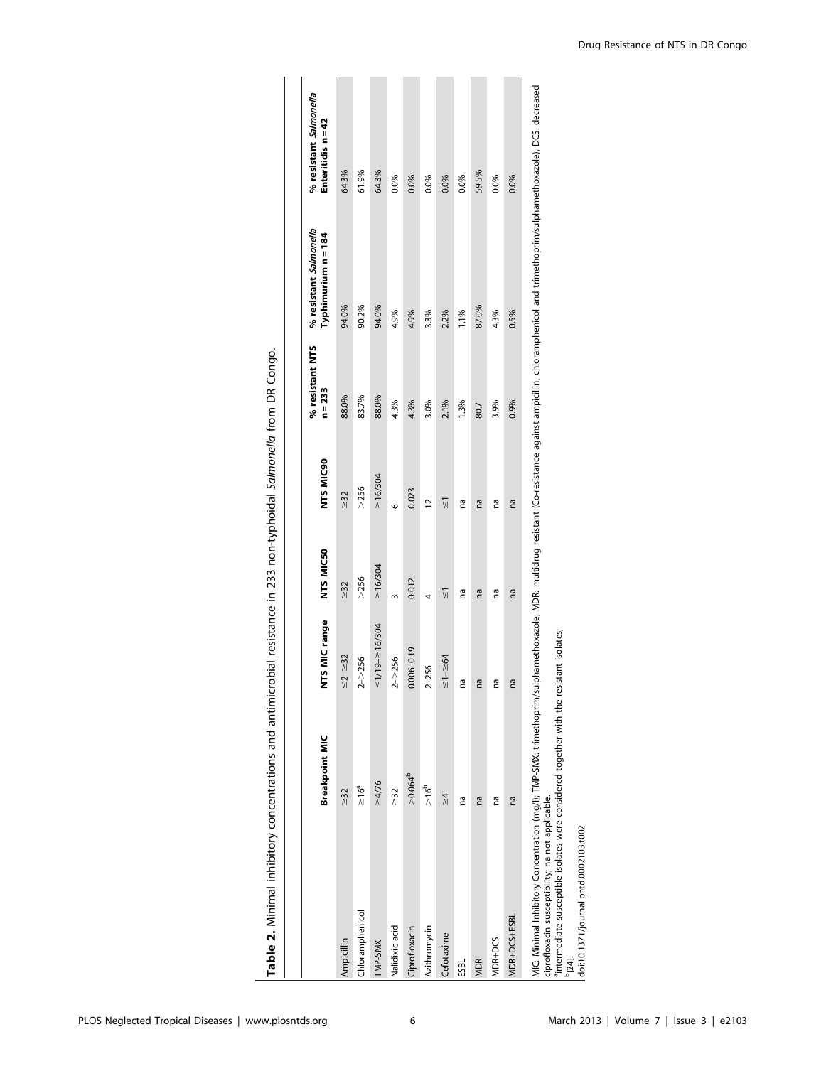**Table 2.** Minimal inhibitory concentrations and antimicrobial resistance in 233 non-typhoidal *Salmonella* from DR Congo.

| | Breakpoint MIC | NTS MIC range | NTS MIC50 | NTS MIC90 | % resistant NTS n = 233 | % resistant *Salmonella* Typhimurium n = 184 | % resistant *Salmonella* Enteritidis n = 42 |
|---|---|---|---|---|---|---|---|
| Ampicillin | ≥32 | ≤2–≥32 | ≥32 | ≥32 | 88.0% | 94.0% | 64.3% |
| Chloramphenicol | ≥16[a] | 2–>256 | >256 | >256 | 83.7% | 90.2% | 61.9% |
| TMP-SMX | ≥4/76 | ≤1/19–≥16/304 | ≥16/304 | ≥16/304 | 88.0% | 94.0% | 64.3% |
| Nalidixic acid | ≥32 | 2–>256 | 3 | 6 | 4.3% | 4.9% | 0.0% |
| Ciprofloxacin | >0.064[b] | 0.006–0.19 | 0.012 | 0.023 | 4.3% | 4.9% | 0.0% |
| Azithromycin | >16[b] | 2–256 | 4 | 12 | 3.0% | 3.3% | 0.0% |
| Cefotaxime | ≥4 | ≤1–≥64 | ≤1 | ≤1 | 2.1% | 2.2% | 0.0% |
| ESBL | na | na | na | na | 1.3% | 1.1% | 0.0% |
| MDR | na | na | na | na | 80.7 | 87.0% | 59.5% |
| MDR+DCS | na | na | na | na | 3.9% | 4.3% | 0.0% |
| MDR+DCS+ESBL | na | na | na | na | 0.9% | 0.5% | 0.0% |

MIC: Minimal Inhibitory Concentration (mg/l); TMP-SMX: trimethoprim/sulphamethoxazole; MDR: multidrug resistant (Co-resistance against ampicillin, chloramphenicol and trimethoprim/sulphamethoxazole), DCS: decreased ciprofloxacin susceptibility; na not applicable.
[a]intermediate susceptible isolates were considered together with the resistant isolates;
[b][24].
doi:10.1371/journal.pntd.0002103.t002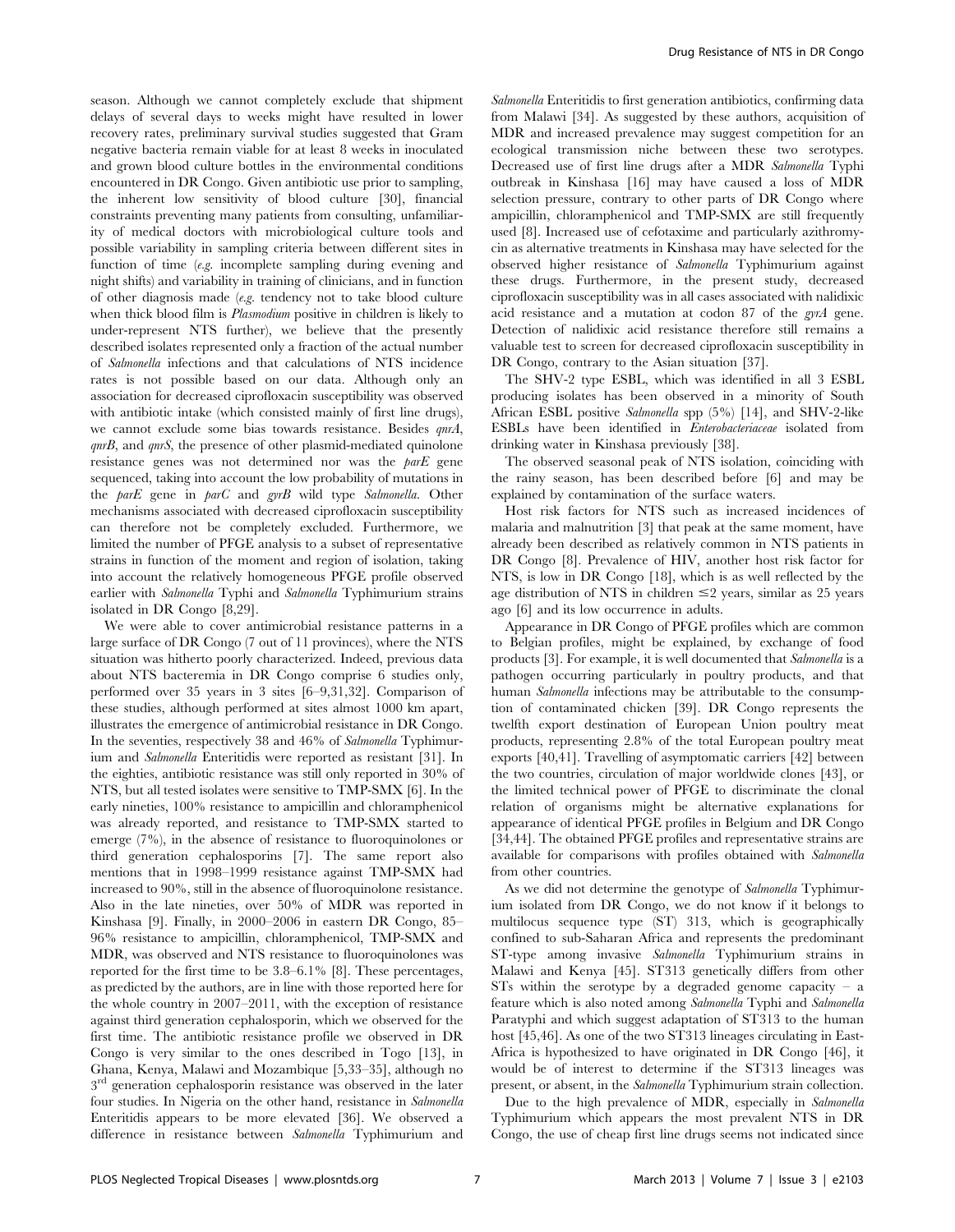season. Although we cannot completely exclude that shipment delays of several days to weeks might have resulted in lower recovery rates, preliminary survival studies suggested that Gram negative bacteria remain viable for at least 8 weeks in inoculated and grown blood culture bottles in the environmental conditions encountered in DR Congo. Given antibiotic use prior to sampling, the inherent low sensitivity of blood culture [30], financial constraints preventing many patients from consulting, unfamiliarity of medical doctors with microbiological culture tools and possible variability in sampling criteria between different sites in function of time (*e.g.* incomplete sampling during evening and night shifts) and variability in training of clinicians, and in function of other diagnosis made (*e.g.* tendency not to take blood culture when thick blood film is *Plasmodium* positive in children is likely to under-represent NTS further), we believe that the presently described isolates represented only a fraction of the actual number of *Salmonella* infections and that calculations of NTS incidence rates is not possible based on our data. Although only an association for decreased ciprofloxacin susceptibility was observed with antibiotic intake (which consisted mainly of first line drugs), we cannot exclude some bias towards resistance. Besides *qnrA*, *qnrB*, and *qnrS*, the presence of other plasmid-mediated quinolone resistance genes was not determined nor was the *parE* gene sequenced, taking into account the low probability of mutations in the *parE* gene in *parC* and *gyrB* wild type *Salmonella*. Other mechanisms associated with decreased ciprofloxacin susceptibility can therefore not be completely excluded. Furthermore, we limited the number of PFGE analysis to a subset of representative strains in function of the moment and region of isolation, taking into account the relatively homogeneous PFGE profile observed earlier with *Salmonella* Typhi and *Salmonella* Typhimurium strains isolated in DR Congo [8,29].

We were able to cover antimicrobial resistance patterns in a large surface of DR Congo (7 out of 11 provinces), where the NTS situation was hitherto poorly characterized. Indeed, previous data about NTS bacteremia in DR Congo comprise 6 studies only, performed over 35 years in 3 sites [6–9,31,32]. Comparison of these studies, although performed at sites almost 1000 km apart, illustrates the emergence of antimicrobial resistance in DR Congo. In the seventies, respectively 38 and 46% of *Salmonella* Typhimurium and *Salmonella* Enteritidis were reported as resistant [31]. In the eighties, antibiotic resistance was still only reported in 30% of NTS, but all tested isolates were sensitive to TMP-SMX [6]. In the early nineties, 100% resistance to ampicillin and chloramphenicol was already reported, and resistance to TMP-SMX started to emerge (7%), in the absence of resistance to fluoroquinolones or third generation cephalosporins [7]. The same report also mentions that in 1998–1999 resistance against TMP-SMX had increased to 90%, still in the absence of fluoroquinolone resistance. Also in the late nineties, over 50% of MDR was reported in Kinshasa [9]. Finally, in 2000–2006 in eastern DR Congo, 85–96% resistance to ampicillin, chloramphenicol, TMP-SMX and MDR, was observed and NTS resistance to fluoroquinolones was reported for the first time to be 3.8–6.1% [8]. These percentages, as predicted by the authors, are in line with those reported here for the whole country in 2007–2011, with the exception of resistance against third generation cephalosporin, which we observed for the first time. The antibiotic resistance profile we observed in DR Congo is very similar to the ones described in Togo [13], in Ghana, Kenya, Malawi and Mozambique [5,33–35], although no 3rd generation cephalosporin resistance was observed in the later four studies. In Nigeria on the other hand, resistance in *Salmonella* Enteritidis appears to be more elevated [36]. We observed a difference in resistance between *Salmonella* Typhimurium and *Salmonella* Enteritidis to first generation antibiotics, confirming data from Malawi [34]. As suggested by these authors, acquisition of MDR and increased prevalence may suggest competition for an ecological transmission niche between these two serotypes. Decreased use of first line drugs after a MDR *Salmonella* Typhi outbreak in Kinshasa [16] may have caused a loss of MDR selection pressure, contrary to other parts of DR Congo where ampicillin, chloramphenicol and TMP-SMX are still frequently used [8]. Increased use of cefotaxime and particularly azithromycin as alternative treatments in Kinshasa may have selected for the observed higher resistance of *Salmonella* Typhimurium against these drugs. Furthermore, in the present study, decreased ciprofloxacin susceptibility was in all cases associated with nalidixic acid resistance and a mutation at codon 87 of the *gyrA* gene. Detection of nalidixic acid resistance therefore still remains a valuable test to screen for decreased ciprofloxacin susceptibility in DR Congo, contrary to the Asian situation [37].

The SHV-2 type ESBL, which was identified in all 3 ESBL producing isolates has been observed in a minority of South African ESBL positive *Salmonella* spp (5%) [14], and SHV-2-like ESBLs have been identified in *Enterobacteriaceae* isolated from drinking water in Kinshasa previously [38].

The observed seasonal peak of NTS isolation, coinciding with the rainy season, has been described before [6] and may be explained by contamination of the surface waters.

Host risk factors for NTS such as increased incidences of malaria and malnutrition [3] that peak at the same moment, have already been described as relatively common in NTS patients in DR Congo [8]. Prevalence of HIV, another host risk factor for NTS, is low in DR Congo [18], which is as well reflected by the age distribution of NTS in children ≤2 years, similar as 25 years ago [6] and its low occurrence in adults.

Appearance in DR Congo of PFGE profiles which are common to Belgian profiles, might be explained, by exchange of food products [3]. For example, it is well documented that *Salmonella* is a pathogen occurring particularly in poultry products, and that human *Salmonella* infections may be attributable to the consumption of contaminated chicken [39]. DR Congo represents the twelfth export destination of European Union poultry meat products, representing 2.8% of the total European poultry meat exports [40,41]. Travelling of asymptomatic carriers [42] between the two countries, circulation of major worldwide clones [43], or the limited technical power of PFGE to discriminate the clonal relation of organisms might be alternative explanations for appearance of identical PFGE profiles in Belgium and DR Congo [34,44]. The obtained PFGE profiles and representative strains are available for comparisons with profiles obtained with *Salmonella* from other countries.

As we did not determine the genotype of *Salmonella* Typhimurium isolated from DR Congo, we do not know if it belongs to multilocus sequence type (ST) 313, which is geographically confined to sub-Saharan Africa and represents the predominant ST-type among invasive *Salmonella* Typhimurium strains in Malawi and Kenya [45]. ST313 genetically differs from other STs within the serotype by a degraded genome capacity – a feature which is also noted among *Salmonella* Typhi and *Salmonella* Paratyphi and which suggest adaptation of ST313 to the human host [45,46]. As one of the two ST313 lineages circulating in East-Africa is hypothesized to have originated in DR Congo [46], it would be of interest to determine if the ST313 lineages was present, or absent, in the *Salmonella* Typhimurium strain collection.

Due to the high prevalence of MDR, especially in *Salmonella* Typhimurium which appears the most prevalent NTS in DR Congo, the use of cheap first line drugs seems not indicated since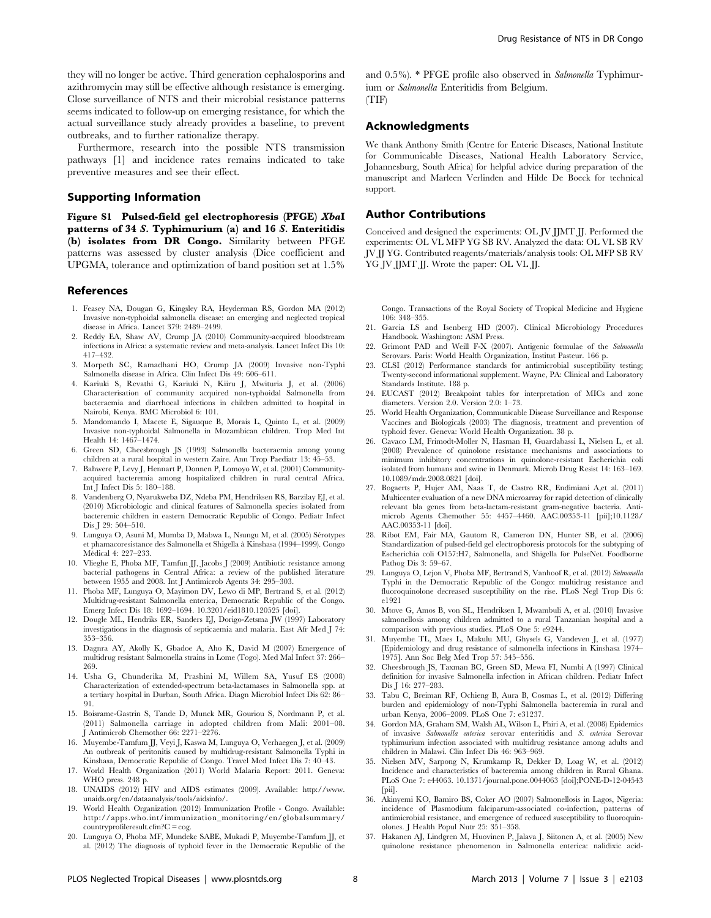they will no longer be active. Third generation cephalosporins and azithromycin may still be effective although resistance is emerging. Close surveillance of NTS and their microbial resistance patterns seems indicated to follow-up on emerging resistance, for which the actual surveillance study already provides a baseline, to prevent outbreaks, and to further rationalize therapy.

Furthermore, research into the possible NTS transmission pathways [1] and incidence rates remains indicated to take preventive measures and see their effect.

## Supporting Information

**Figure S1 Pulsed-field gel electrophoresis (PFGE) *Xba*I patterns of 34 *S.* Typhimurium (a) and 16 *S.* Enteritidis (b) isolates from DR Congo.** Similarity between PFGE patterns was assessed by cluster analysis (Dice coefficient and UPGMA, tolerance and optimization of band position set at 1.5% and 0.5%). * PFGE profile also observed in *Salmonella* Typhimurium or *Salmonella* Enteritidis from Belgium.
(TIF)

## Acknowledgments

We thank Anthony Smith (Centre for Enteric Diseases, National Institute for Communicable Diseases, National Health Laboratory Service, Johannesburg, South Africa) for helpful advice during preparation of the manuscript and Marleen Verlinden and Hilde De Boeck for technical support.

## Author Contributions

Conceived and designed the experiments: OL JV JJMT JJ. Performed the experiments: OL VL MFP YG SB RV. Analyzed the data: OL VL SB RV JV JJ YG. Contributed reagents/materials/analysis tools: OL MFP SB RV YG JV JJMT JJ. Wrote the paper: OL VL JJ.

## References

1. Feasey NA, Dougan G, Kingsley RA, Heyderman RS, Gordon MA (2012) Invasive non-typhoidal salmonella disease: an emerging and neglected tropical disease in Africa. Lancet 379: 2489–2499.
2. Reddy EA, Shaw AV, Crump JA (2010) Community-acquired bloodstream infections in Africa: a systematic review and meta-analysis. Lancet Infect Dis 10: 417–432.
3. Morpeth SC, Ramadhani HO, Crump JA (2009) Invasive non-Typhi Salmonella disease in Africa. Clin Infect Dis 49: 606–611.
4. Kariuki S, Revathi G, Kariuki N, Kiiru J, Mwituria J, et al. (2006) Characterisation of community acquired non-typhoidal Salmonella from bacteraemia and diarrhoeal infections in children admitted to hospital in Nairobi, Kenya. BMC Microbiol 6: 101.
5. Mandomando I, Macete E, Sigauque B, Morais L, Quinto L, et al. (2009) Invasive non-typhoidal Salmonella in Mozambican children. Trop Med Int Health 14: 1467–1474.
6. Green SD, Cheesbrough JS (1993) Salmonella bacteraemia among young children at a rural hospital in western Zaire. Ann Trop Paediatr 13: 45–53.
7. Bahwere P, Levy J, Hennart P, Donnen P, Lomoyo W, et al. (2001) Community-acquired bacteremia among hospitalized children in rural central Africa. Int J Infect Dis 5: 180–188.
8. Vandenberg O, Nyarukweba DZ, Ndeba PM, Hendriksen RS, Barzilay EJ, et al. (2010) Microbiologic and clinical features of Salmonella species isolated from bacteremic children in eastern Democratic Republic of Congo. Pediatr Infect Dis J 29: 504–510.
9. Lunguya O, Asuni M, Mumba D, Mabwa L, Nsungu M, et al. (2005) Sérotypes et phamacoresistance des Salmonella et Shigella à Kinshasa (1994–1999). Congo Médical 4: 227–233.
10. Vlieghe E, Phoba MF, Tamfun JJ, Jacobs J (2009) Antibiotic resistance among bacterial pathogens in Central Africa: a review of the published literature between 1955 and 2008. Int J Antimicrob Agents 34: 295–303.
11. Phoba MF, Lunguya O, Mayimon DV, Lewo di MP, Bertrand S, et al. (2012) Multidrug-resistant Salmonella enterica, Democratic Republic of the Congo. Emerg Infect Dis 18: 1692–1694. 10.3201/eid1810.120525 [doi].
12. Dougle ML, Hendriks ER, Sanders EJ, Dorigo-Zetsma JW (1997) Laboratory investigations in the diagnosis of septicaemia and malaria. East Afr Med J 74: 353–356.
13. Dagnra AY, Akolly K, Gbadoe A, Aho K, David M (2007) Emergence of multidrug resistant Salmonella strains in Lome (Togo). Med Mal Infect 37: 266–269.
14. Usha G, Chunderika M, Prashini M, Willem SA, Yusuf ES (2008) Characterization of extended-spectrum beta-lactamases in Salmonella spp. at a tertiary hospital in Durban, South Africa. Diagn Microbiol Infect Dis 62: 86–91.
15. Boisrame-Gastrin S, Tande D, Munck MR, Gouriou S, Nordmann P, et al. (2011) Salmonella carriage in adopted children from Mali: 2001–08. J Antimicrob Chemother 66: 2271–2276.
16. Muyembe-Tamfum JJ, Veyi J, Kaswa M, Lunguya O, Verhaegen J, et al. (2009) An outbreak of peritonitis caused by multidrug-resistant Salmonella Typhi in Kinshasa, Democratic Republic of Congo. Travel Med Infect Dis 7: 40–43.
17. World Health Organization (2011) World Malaria Report: 2011. Geneva: WHO press. 248 p.
18. UNAIDS (2012) HIV and AIDS estimates (2009). Available: http://www.unaids.org/en/dataanalysis/tools/aidsinfo/.
19. World Health Organization (2012) Immunization Profile - Congo. Available: http://apps.who.int/immunization_monitoring/en/globalsummary/countryprofileresult.cfm?C = cog.
20. Lunguya O, Phoba MF, Mundeke SABE, Mukadi P, Muyembe-Tamfum JJ, et al. (2012) The diagnosis of typhoid fever in the Democratic Republic of the Congo. Transactions of the Royal Society of Tropical Medicine and Hygiene 106: 348–355.
21. Garcia LS and Isenberg HD (2007). Clinical Microbiology Procedures Handbook. Washington: ASM Press.
22. Grimont PAD and Weill F-X (2007). Antigenic formulae of the *Salmonella* Serovars. Paris: World Health Organization, Institut Pasteur. 166 p.
23. CLSI (2012) Performance standards for antimicrobial susceptibility testing; Twenty-second informational supplement. Wayne, PA: Clinical and Laboratory Standards Institute. 188 p.
24. EUCAST (2012) Breakpoint tables for interpretation of MICs and zone diameters. Version 2.0. Version 2.0: 1–73.
25. World Health Organization, Communicable Disease Surveillance and Response Vaccines and Biologicals (2003) The diagnosis, treatment and prevention of typhoid fever. Geneva: World Health Organization. 38 p.
26. Cavaco LM, Frimodt-Moller N, Hasman H, Guardabassi L, Nielsen L, et al. (2008) Prevalence of quinolone resistance mechanisms and associations to minimum inhibitory concentrations in quinolone-resistant Escherichia coli isolated from humans and swine in Denmark. Microb Drug Resist 14: 163–169. 10.1089/mdr.2008.0821 [doi].
27. Bogaerts P, Hujer AM, Naas T, de Castro RR, Endimiani A,et al. (2011) Multicenter evaluation of a new DNA microarray for rapid detection of clinically relevant bla genes from beta-lactam-resistant gram-negative bacteria. Antimicrob Agents Chemother 55: 4457–4460. AAC.00353-11 [pii];10.1128/AAC.00353-11 [doi].
28. Ribot EM, Fair MA, Gautom R, Cameron DN, Hunter SB, et al. (2006) Standardization of pulsed-field gel electrophoresis protocols for the subtyping of Escherichia coli O157:H7, Salmonella, and Shigella for PulseNet. Foodborne Pathog Dis 3: 59–67.
29. Lunguya O, Lejon V, Phoba MF, Bertrand S, Vanhoof R, et al. (2012) *Salmonella* Typhi in the Democratic Republic of the Congo: multidrug resistance and fluoroquinolone decreased susceptibility on the rise. PLoS Negl Trop Dis 6: e1921
30. Mtove G, Amos B, von SL, Hendriksen I, Mwambuli A, et al. (2010) Invasive salmonellosis among children admitted to a rural Tanzanian hospital and a comparison with previous studies. PLoS One 5: e9244.
31. Muyembe TL, Maes L, Makulu MU, Ghysels G, Vandeven J, et al. (1977) [Epidemiology and drug resistance of salmonella infections in Kinshasa 1974–1975]. Ann Soc Belg Med Trop 57: 545–556.
32. Cheesbrough JS, Taxman BC, Green SD, Mewa FI, Numbi A (1997) Clinical definition for invasive Salmonella infection in African children. Pediatr Infect Dis J 16: 277–283.
33. Tabu C, Breiman RF, Ochieng B, Aura B, Cosmas L, et al. (2012) Differing burden and epidemiology of non-Typhi Salmonella bacteremia in rural and urban Kenya, 2006–2009. PLoS One 7: e31237.
34. Gordon MA, Graham SM, Walsh AL, Wilson L, Phiri A, et al. (2008) Epidemics of invasive *Salmonella enterica* serovar enteritidis and *S. enterica* Serovar typhimurium infection associated with multidrug resistance among adults and children in Malawi. Clin Infect Dis 46: 963–969.
35. Nielsen MV, Sarpong N, Krumkamp R, Dekker D, Loag W, et al. (2012) Incidence and characteristics of bacteremia among children in Rural Ghana. PLoS One 7: e44063. 10.1371/journal.pone.0044063 [doi];PONE-D-12-04543 [pii].
36. Akinyemi KO, Bamiro BS, Coker AO (2007) Salmonellosis in Lagos, Nigeria: incidence of Plasmodium falciparum-associated co-infection, patterns of antimicrobial resistance, and emergence of reduced susceptibility to fluoroquinolones. J Health Popul Nutr 25: 351–358.
37. Hakanen AJ, Lindgren M, Huovinen P, Jalava J, Siitonen A, et al. (2005) New quinolone resistance phenomenon in Salmonella enterica: nalidixic acid-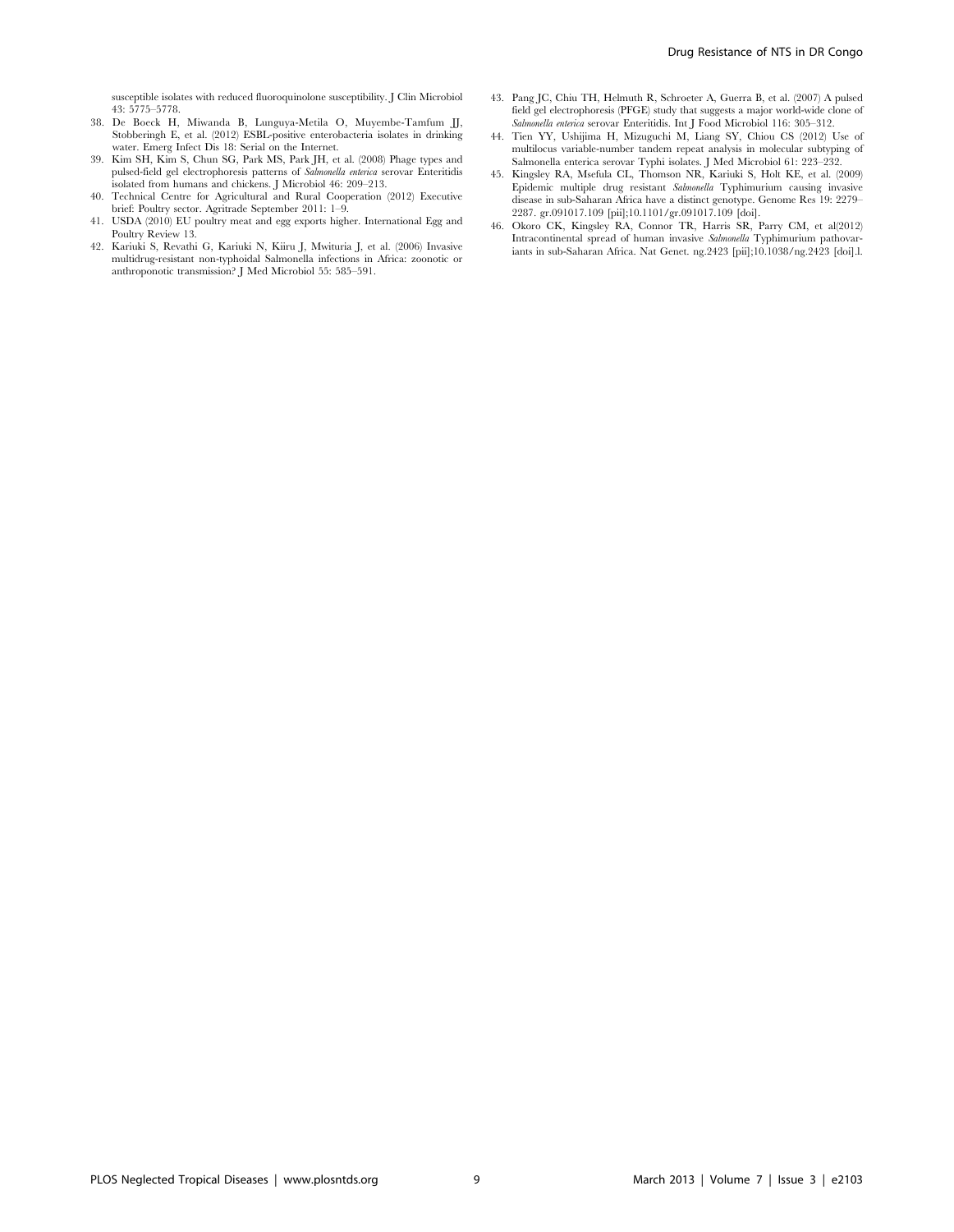susceptible isolates with reduced fluoroquinolone susceptibility. J Clin Microbiol 43: 5775–5778.

38. De Boeck H, Miwanda B, Lunguya-Metila O, Muyembe-Tamfum JJ, Stobberingh E, et al. (2012) ESBL-positive enterobacteria isolates in drinking water. Emerg Infect Dis 18: Serial on the Internet.
39. Kim SH, Kim S, Chun SG, Park MS, Park JH, et al. (2008) Phage types and pulsed-field gel electrophoresis patterns of *Salmonella enterica* serovar Enteritidis isolated from humans and chickens. J Microbiol 46: 209–213.
40. Technical Centre for Agricultural and Rural Cooperation (2012) Executive brief: Poultry sector. Agritrade September 2011: 1–9.
41. USDA (2010) EU poultry meat and egg exports higher. International Egg and Poultry Review 13.
42. Kariuki S, Revathi G, Kariuki N, Kiiru J, Mwituria J, et al. (2006) Invasive multidrug-resistant non-typhoidal Salmonella infections in Africa: zoonotic or anthroponotic transmission? J Med Microbiol 55: 585–591.
43. Pang JC, Chiu TH, Helmuth R, Schroeter A, Guerra B, et al. (2007) A pulsed field gel electrophoresis (PFGE) study that suggests a major world-wide clone of *Salmonella enterica* serovar Enteritidis. Int J Food Microbiol 116: 305–312.
44. Tien YY, Ushijima H, Mizuguchi M, Liang SY, Chiou CS (2012) Use of multilocus variable-number tandem repeat analysis in molecular subtyping of Salmonella enterica serovar Typhi isolates. J Med Microbiol 61: 223–232.
45. Kingsley RA, Msefula CL, Thomson NR, Kariuki S, Holt KE, et al. (2009) Epidemic multiple drug resistant *Salmonella* Typhimurium causing invasive disease in sub-Saharan Africa have a distinct genotype. Genome Res 19: 2279–2287. gr.091017.109 [pii];10.1101/gr.091017.109 [doi].
46. Okoro CK, Kingsley RA, Connor TR, Harris SR, Parry CM, et al(2012) Intracontinental spread of human invasive *Salmonella* Typhimurium pathovariants in sub-Saharan Africa. Nat Genet. ng.2423 [pii];10.1038/ng.2423 [doi].l.